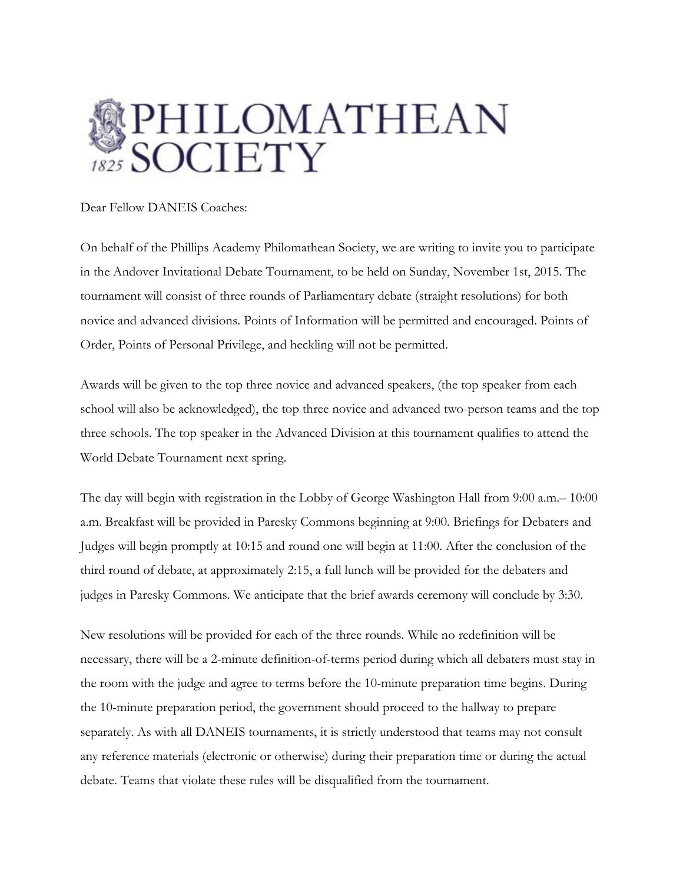# PHILOMATHEAN SOCIETY

1825

Dear Fellow DANEIS Coaches:

On behalf of the Phillips Academy Philomathean Society, we are writing to invite you to participate in the Andover Invitational Debate Tournament, to be held on Sunday, November 1st, 2015. The tournament will consist of three rounds of Parliamentary debate (straight resolutions) for both novice and advanced divisions. Points of Information will be permitted and encouraged. Points of Order, Points of Personal Privilege, and heckling will not be permitted.

Awards will be given to the top three novice and advanced speakers, (the top speaker from each school will also be acknowledged), the top three novice and advanced two-person teams and the top three schools. The top speaker in the Advanced Division at this tournament qualifies to attend the World Debate Tournament next spring.

The day will begin with registration in the Lobby of George Washington Hall from 9:00 a.m.– 10:00 a.m. Breakfast will be provided in Paresky Commons beginning at 9:00. Briefings for Debaters and Judges will begin promptly at 10:15 and round one will begin at 11:00. After the conclusion of the third round of debate, at approximately 2:15, a full lunch will be provided for the debaters and judges in Paresky Commons. We anticipate that the brief awards ceremony will conclude by 3:30.

New resolutions will be provided for each of the three rounds. While no redefinition will be necessary, there will be a 2-minute definition-of-terms period during which all debaters must stay in the room with the judge and agree to terms before the 10-minute preparation time begins. During the 10-minute preparation period, the government should proceed to the hallway to prepare separately. As with all DANEIS tournaments, it is strictly understood that teams may not consult any reference materials (electronic or otherwise) during their preparation time or during the actual debate. Teams that violate these rules will be disqualified from the tournament.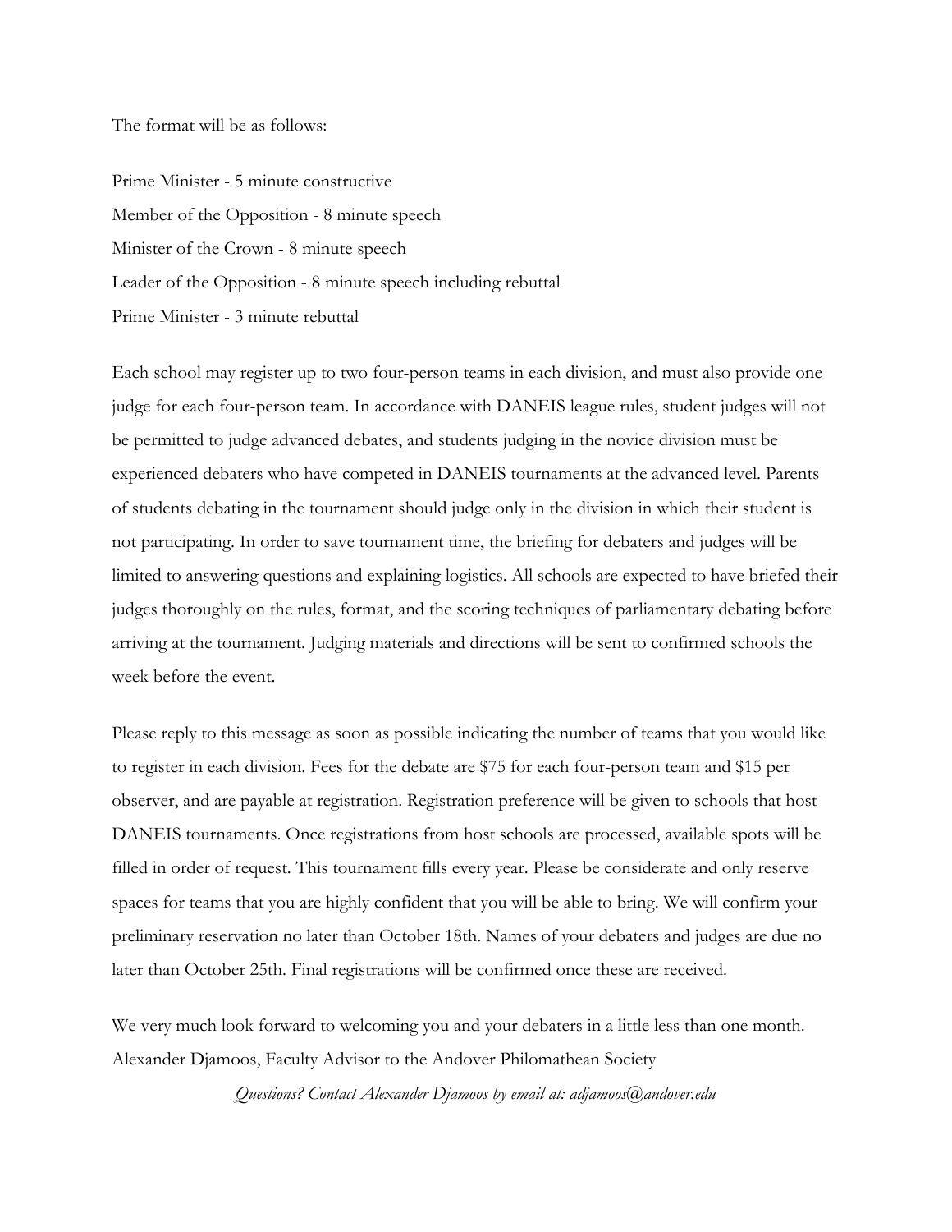The format will be as follows:

Prime Minister - 5 minute constructive
Member of the Opposition - 8 minute speech
Minister of the Crown - 8 minute speech
Leader of the Opposition - 8 minute speech including rebuttal
Prime Minister - 3 minute rebuttal

Each school may register up to two four-person teams in each division, and must also provide one judge for each four-person team. In accordance with DANEIS league rules, student judges will not be permitted to judge advanced debates, and students judging in the novice division must be experienced debaters who have competed in DANEIS tournaments at the advanced level. Parents of students debating in the tournament should judge only in the division in which their student is not participating. In order to save tournament time, the briefing for debaters and judges will be limited to answering questions and explaining logistics. All schools are expected to have briefed their judges thoroughly on the rules, format, and the scoring techniques of parliamentary debating before arriving at the tournament. Judging materials and directions will be sent to confirmed schools the week before the event.

Please reply to this message as soon as possible indicating the number of teams that you would like to register in each division. Fees for the debate are $75 for each four-person team and $15 per observer, and are payable at registration. Registration preference will be given to schools that host DANEIS tournaments. Once registrations from host schools are processed, available spots will be filled in order of request. This tournament fills every year. Please be considerate and only reserve spaces for teams that you are highly confident that you will be able to bring. We will confirm your preliminary reservation no later than October 18th. Names of your debaters and judges are due no later than October 25th. Final registrations will be confirmed once these are received.

We very much look forward to welcoming you and your debaters in a little less than one month.
Alexander Djamoos, Faculty Advisor to the Andover Philomathean Society

*Questions? Contact Alexander Djamoos by email at: adjamoos@andover.edu*